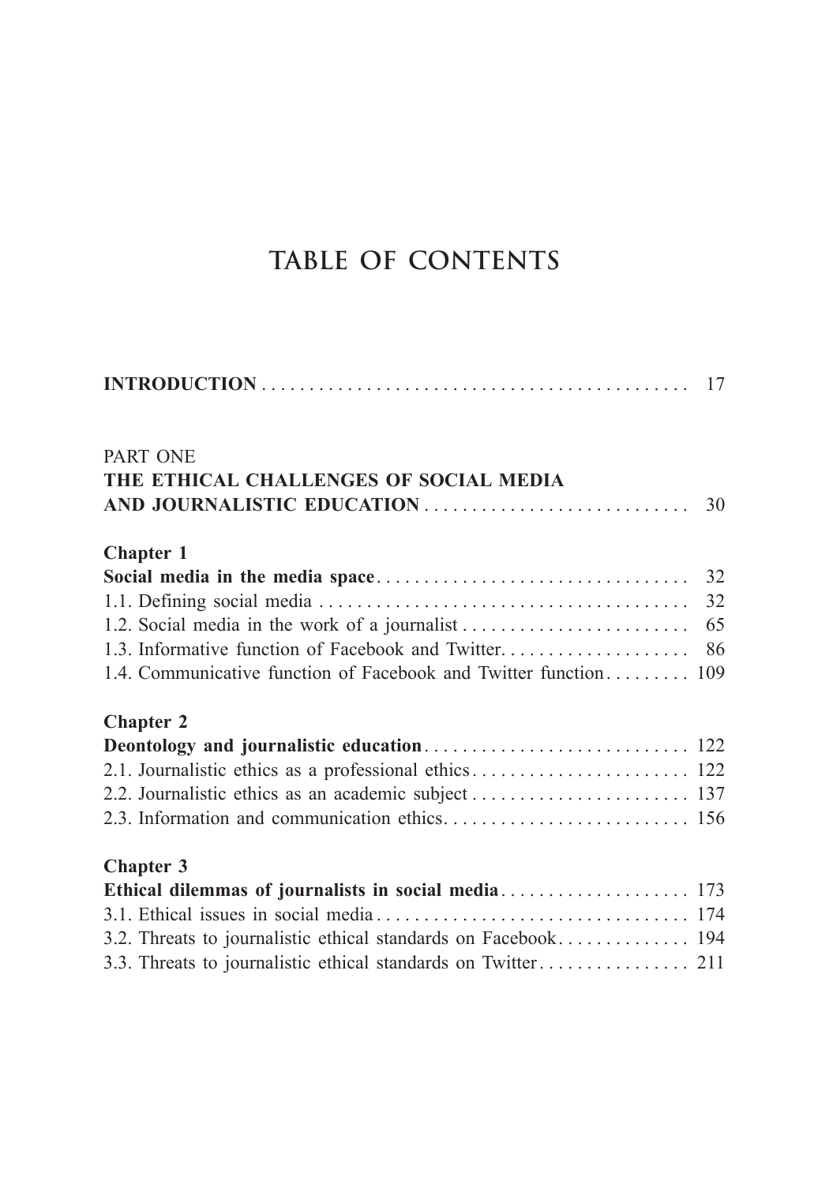# TABLE OF CONTENTS

**INTRODUCTION** . . . . . . . . . . . . . . . . . . . . . . . . . . . . . . . . . . . . . . . . . . . . . 17

PART ONE
**THE ETHICAL CHALLENGES OF SOCIAL MEDIA AND JOURNALISTIC EDUCATION** . . . . . . . . . . . . . . . . . . . . . . . . . . . . 30

**Chapter 1**
**Social media in the media space** . . . . . . . . . . . . . . . . . . . . . . . . . . . . . . . . . 32
1.1. Defining social media . . . . . . . . . . . . . . . . . . . . . . . . . . . . . . . . . . . . . . . 32
1.2. Social media in the work of a journalist . . . . . . . . . . . . . . . . . . . . . . . . . 65
1.3. Informative function of Facebook and Twitter. . . . . . . . . . . . . . . . . . . . 86
1.4. Communicative function of Facebook and Twitter function . . . . . . . . . 109

**Chapter 2**
**Deontology and journalistic education** . . . . . . . . . . . . . . . . . . . . . . . . . . . . 122
2.1. Journalistic ethics as a professional ethics . . . . . . . . . . . . . . . . . . . . . . . 122
2.2. Journalistic ethics as an academic subject . . . . . . . . . . . . . . . . . . . . . . . 137
2.3. Information and communication ethics. . . . . . . . . . . . . . . . . . . . . . . . . . 156

**Chapter 3**
**Ethical dilemmas of journalists in social media** . . . . . . . . . . . . . . . . . . . . 173
3.1. Ethical issues in social media . . . . . . . . . . . . . . . . . . . . . . . . . . . . . . . . . 174
3.2. Threats to journalistic ethical standards on Facebook . . . . . . . . . . . . . . 194
3.3. Threats to journalistic ethical standards on Twitter . . . . . . . . . . . . . . . . 211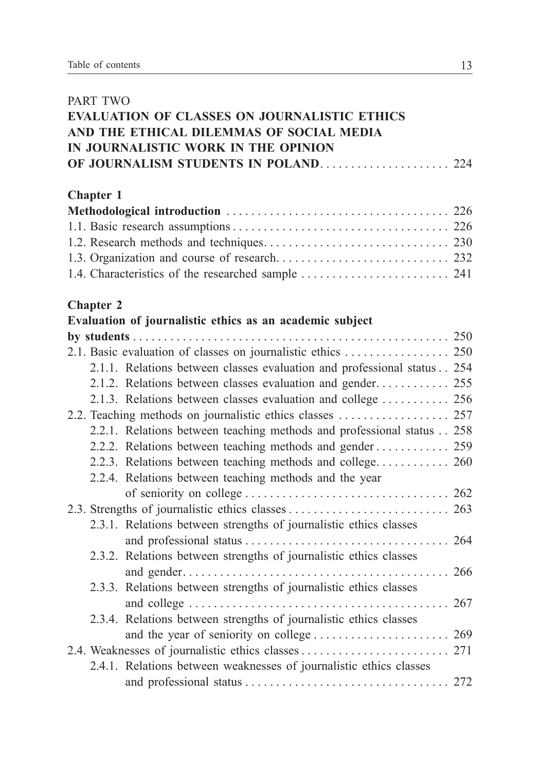PART TWO
**EVALUATION OF CLASSES ON JOURNALISTIC ETHICS AND THE ETHICAL DILEMMAS OF SOCIAL MEDIA IN JOURNALISTIC WORK IN THE OPINION OF JOURNALISM STUDENTS IN POLAND** . . . . . . . . . . . . . . . . . . . . 224

**Chapter 1**
**Methodological introduction** . . . . . . . . . . . . . . . . . . . . . . . . . . . . . . . . . . . . 226
1.1. Basic research assumptions . . . . . . . . . . . . . . . . . . . . . . . . . . . . . . . . . . . 226
1.2. Research methods and techniques. . . . . . . . . . . . . . . . . . . . . . . . . . . . . . 230
1.3. Organization and course of research. . . . . . . . . . . . . . . . . . . . . . . . . . . . 232
1.4. Characteristics of the researched sample . . . . . . . . . . . . . . . . . . . . . . . . 241

**Chapter 2**
**Evaluation of journalistic ethics as an academic subject by students** . . . . . . . . . . . . . . . . . . . . . . . . . . . . . . . . . . . . . . . . . . . . . . . . . . 250
2.1. Basic evaluation of classes on journalistic ethics . . . . . . . . . . . . . . . . . 250
  2.1.1. Relations between classes evaluation and professional status . . 254
  2.1.2. Relations between classes evaluation and gender. . . . . . . . . . . . 255
  2.1.3. Relations between classes evaluation and college . . . . . . . . . . . 256
2.2. Teaching methods on journalistic ethics classes . . . . . . . . . . . . . . . . . . 257
  2.2.1. Relations between teaching methods and professional status . . 258
  2.2.2. Relations between teaching methods and gender . . . . . . . . . . . . 259
  2.2.3. Relations between teaching methods and college. . . . . . . . . . . . 260
  2.2.4. Relations between teaching methods and the year of seniority on college . . . . . . . . . . . . . . . . . . . . . . . . . . . . . . . . 262
2.3. Strengths of journalistic ethics classes . . . . . . . . . . . . . . . . . . . . . . . . . . 263
  2.3.1. Relations between strengths of journalistic ethics classes and professional status . . . . . . . . . . . . . . . . . . . . . . . . . . . . . . . . . 264
  2.3.2. Relations between strengths of journalistic ethics classes and gender. . . . . . . . . . . . . . . . . . . . . . . . . . . . . . . . . . . . . . . . . . . 266
  2.3.3. Relations between strengths of journalistic ethics classes and college . . . . . . . . . . . . . . . . . . . . . . . . . . . . . . . . . . . . . . . . . . 267
  2.3.4. Relations between strengths of journalistic ethics classes and the year of seniority on college . . . . . . . . . . . . . . . . . . . . . . 269
2.4. Weaknesses of journalistic ethics classes . . . . . . . . . . . . . . . . . . . . . . . . 271
  2.4.1. Relations between weaknesses of journalistic ethics classes and professional status . . . . . . . . . . . . . . . . . . . . . . . . . . . . . . . . . 272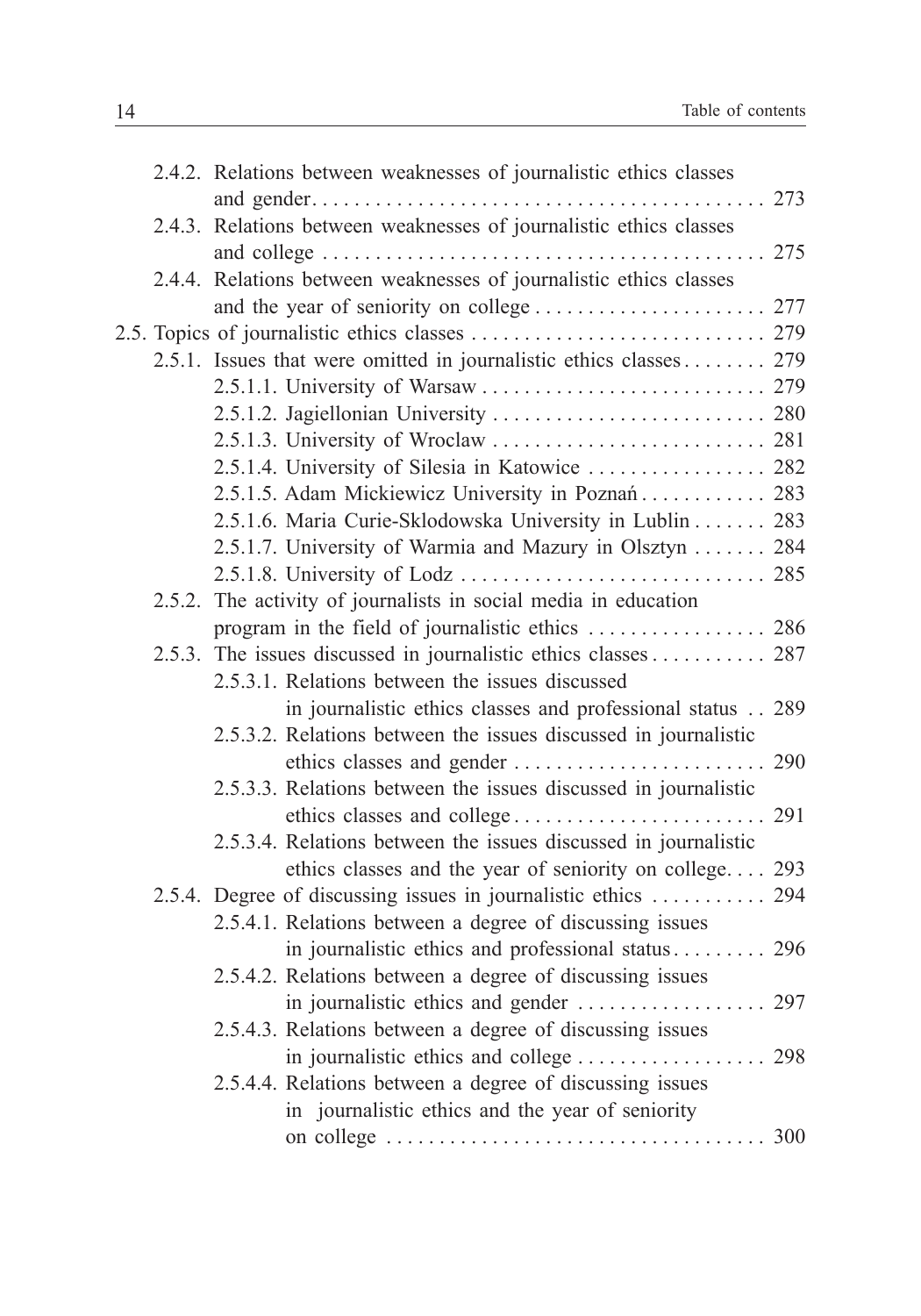2.4.2. Relations between weaknesses of journalistic ethics classes and gender . . . . . . . . . . . . . . . . . . . . . . . . . . . . . . . . . . . . . . . . . . . . 273
2.4.3. Relations between weaknesses of journalistic ethics classes and college . . . . . . . . . . . . . . . . . . . . . . . . . . . . . . . . . . . . . . . . . . . 275
2.4.4. Relations between weaknesses of journalistic ethics classes and the year of seniority on college . . . . . . . . . . . . . . . . . . . . . . 277

2.5. Topics of journalistic ethics classes . . . . . . . . . . . . . . . . . . . . . . . . . . . . 279
2.5.1. Issues that were omitted in journalistic ethics classes . . . . . . . . 279
2.5.1.1. University of Warsaw . . . . . . . . . . . . . . . . . . . . . . . . . . . 279
2.5.1.2. Jagiellonian University . . . . . . . . . . . . . . . . . . . . . . . . . . 280
2.5.1.3. University of Wroclaw . . . . . . . . . . . . . . . . . . . . . . . . . . 281
2.5.1.4. University of Silesia in Katowice . . . . . . . . . . . . . . . . . 282
2.5.1.5. Adam Mickiewicz University in Poznań . . . . . . . . . . . . 283
2.5.1.6. Maria Curie-Sklodowska University in Lublin . . . . . . . 283
2.5.1.7. University of Warmia and Mazury in Olsztyn . . . . . . . 284
2.5.1.8. University of Lodz . . . . . . . . . . . . . . . . . . . . . . . . . . . . . 285
2.5.2. The activity of journalists in social media in education program in the field of journalistic ethics . . . . . . . . . . . . . . . . . 286
2.5.3. The issues discussed in journalistic ethics classes . . . . . . . . . . . 287
2.5.3.1. Relations between the issues discussed in journalistic ethics classes and professional status . . 289
2.5.3.2. Relations between the issues discussed in journalistic ethics classes and gender . . . . . . . . . . . . . . . . . . . . . . . . 290
2.5.3.3. Relations between the issues discussed in journalistic ethics classes and college . . . . . . . . . . . . . . . . . . . . . . . . 291
2.5.3.4. Relations between the issues discussed in journalistic ethics classes and the year of seniority on college. . . . 293
2.5.4. Degree of discussing issues in journalistic ethics . . . . . . . . . . . 294
2.5.4.1. Relations between a degree of discussing issues in journalistic ethics and professional status . . . . . . . . . 296
2.5.4.2. Relations between a degree of discussing issues in journalistic ethics and gender . . . . . . . . . . . . . . . . . . 297
2.5.4.3. Relations between a degree of discussing issues in journalistic ethics and college . . . . . . . . . . . . . . . . . . 298
2.5.4.4. Relations between a degree of discussing issues in journalistic ethics and the year of seniority on college . . . . . . . . . . . . . . . . . . . . . . . . . . . . . . . . . . . . 300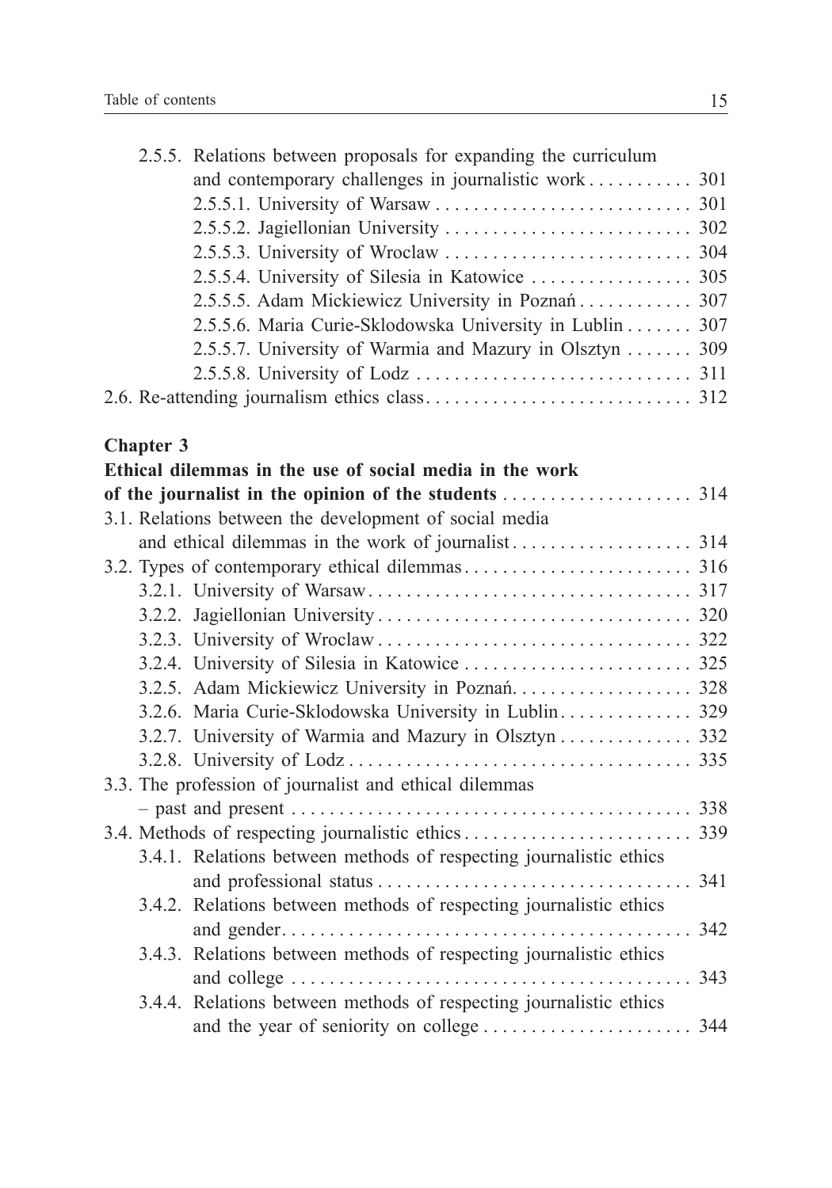2.5.5. Relations between proposals for expanding the curriculum and contemporary challenges in journalistic work . . . . . . . . . . . 301
  - 2.5.5.1. University of Warsaw . . . . . . . . . . . . . . . . . . . . . . . . . . 301
  - 2.5.5.2. Jagiellonian University . . . . . . . . . . . . . . . . . . . . . . . . . . 302
  - 2.5.5.3. University of Wroclaw . . . . . . . . . . . . . . . . . . . . . . . . . . 304
  - 2.5.5.4. University of Silesia in Katowice . . . . . . . . . . . . . . . . . 305
  - 2.5.5.5. Adam Mickiewicz University in Poznań . . . . . . . . . . . . 307
  - 2.5.5.6. Maria Curie-Sklodowska University in Lublin . . . . . . . 307
  - 2.5.5.7. University of Warmia and Mazury in Olsztyn . . . . . . . 309
  - 2.5.5.8. University of Lodz . . . . . . . . . . . . . . . . . . . . . . . . . . . . 311

2.6. Re-attending journalism ethics class . . . . . . . . . . . . . . . . . . . . . . . . . . . . 312

**Chapter 3**
**Ethical dilemmas in the use of social media in the work of the journalist in the opinion of the students . . . . . . . . . . . . . . . . . . . . 314**

3.1. Relations between the development of social media and ethical dilemmas in the work of journalist . . . . . . . . . . . . . . . . . . . 314

3.2. Types of contemporary ethical dilemmas . . . . . . . . . . . . . . . . . . . . . . . . 316
  - 3.2.1. University of Warsaw . . . . . . . . . . . . . . . . . . . . . . . . . . . . . . . . . . 317
  - 3.2.2. Jagiellonian University . . . . . . . . . . . . . . . . . . . . . . . . . . . . . . . . . 320
  - 3.2.3. University of Wroclaw . . . . . . . . . . . . . . . . . . . . . . . . . . . . . . . . . 322
  - 3.2.4. University of Silesia in Katowice . . . . . . . . . . . . . . . . . . . . . . . . 325
  - 3.2.5. Adam Mickiewicz University in Poznań . . . . . . . . . . . . . . . . . . . 328
  - 3.2.6. Maria Curie-Sklodowska University in Lublin . . . . . . . . . . . . . . 329
  - 3.2.7. University of Warmia and Mazury in Olsztyn . . . . . . . . . . . . . . 332
  - 3.2.8. University of Lodz . . . . . . . . . . . . . . . . . . . . . . . . . . . . . . . . . . . . 335

3.3. The profession of journalist and ethical dilemmas – past and present . . . . . . . . . . . . . . . . . . . . . . . . . . . . . . . . . . . . . . . . . . 338

3.4. Methods of respecting journalistic ethics . . . . . . . . . . . . . . . . . . . . . . . . 339
  - 3.4.1. Relations between methods of respecting journalistic ethics and professional status . . . . . . . . . . . . . . . . . . . . . . . . . . . . . . . . 341
  - 3.4.2. Relations between methods of respecting journalistic ethics and gender . . . . . . . . . . . . . . . . . . . . . . . . . . . . . . . . . . . . . . . . . . . 342
  - 3.4.3. Relations between methods of respecting journalistic ethics and college . . . . . . . . . . . . . . . . . . . . . . . . . . . . . . . . . . . . . . . . . . 343
  - 3.4.4. Relations between methods of respecting journalistic ethics and the year of seniority on college . . . . . . . . . . . . . . . . . . . . . . 344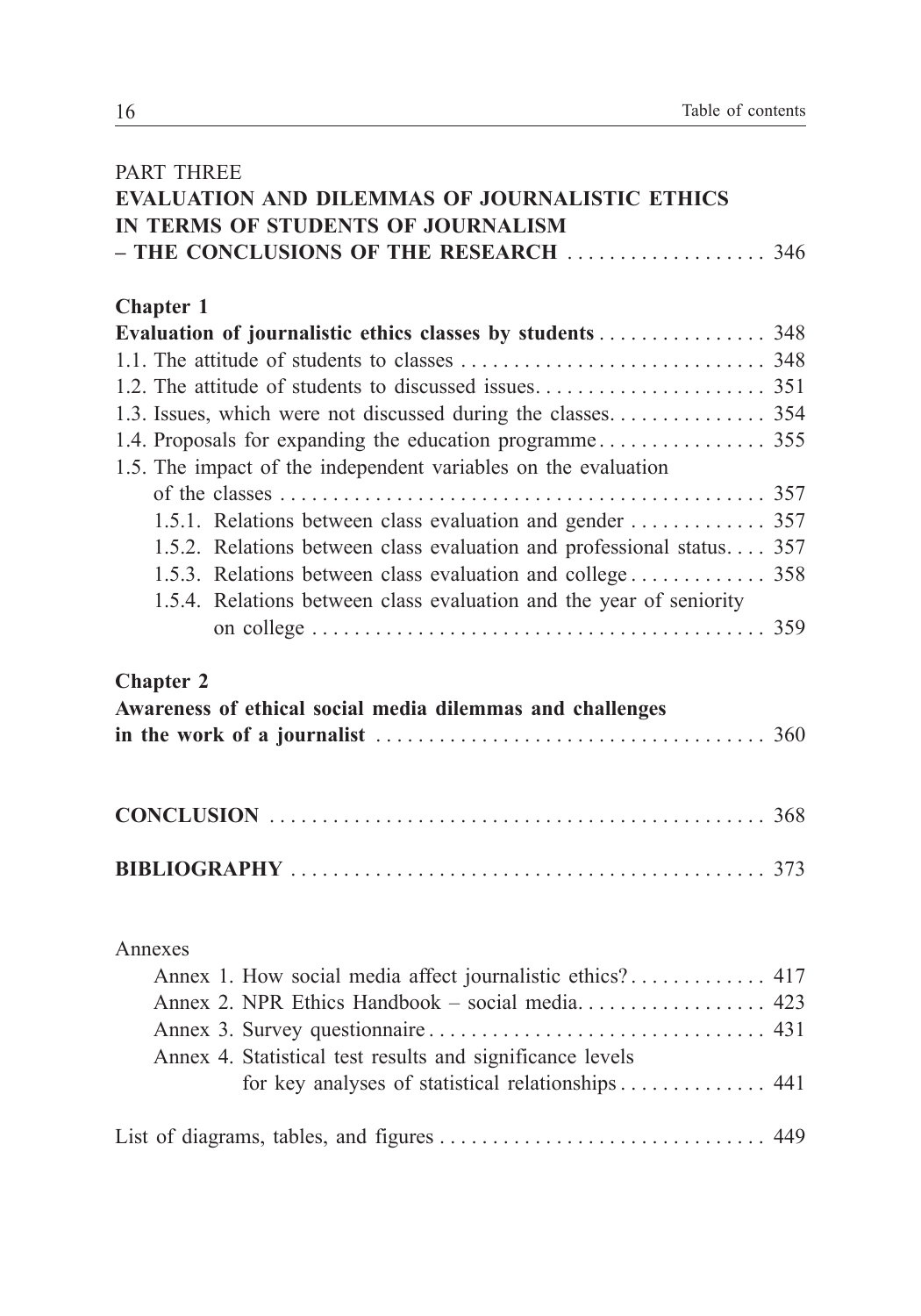PART THREE
**EVALUATION AND DILEMMAS OF JOURNALISTIC ETHICS IN TERMS OF STUDENTS OF JOURNALISM – THE CONCLUSIONS OF THE RESEARCH** . . . . . . . . . . . . . . . . . . 346

**Chapter 1**
**Evaluation of journalistic ethics classes by students** . . . . . . . . . . . . . . . . 348

- 1.1. The attitude of students to classes . . . . . . . . . . . . . . . . . . . . . . . . . . . . . 348
- 1.2. The attitude of students to discussed issues. . . . . . . . . . . . . . . . . . . . . . 351
- 1.3. Issues, which were not discussed during the classes. . . . . . . . . . . . . . . 354
- 1.4. Proposals for expanding the education programme . . . . . . . . . . . . . . . . 355
- 1.5. The impact of the independent variables on the evaluation of the classes . . . . . . . . . . . . . . . . . . . . . . . . . . . . . . . . . . . . . . . . . . . . . . 357
  - 1.5.1. Relations between class evaluation and gender . . . . . . . . . . . . . 357
  - 1.5.2. Relations between class evaluation and professional status. . . . 357
  - 1.5.3. Relations between class evaluation and college . . . . . . . . . . . . . 358
  - 1.5.4. Relations between class evaluation and the year of seniority on college . . . . . . . . . . . . . . . . . . . . . . . . . . . . . . . . . . . . . . . . . . . 359

**Chapter 2**
**Awareness of ethical social media dilemmas and challenges in the work of a journalist** . . . . . . . . . . . . . . . . . . . . . . . . . . . . . . . . . . . . . 360

**CONCLUSION** . . . . . . . . . . . . . . . . . . . . . . . . . . . . . . . . . . . . . . . . . . . . . . 368

**BIBLIOGRAPHY** . . . . . . . . . . . . . . . . . . . . . . . . . . . . . . . . . . . . . . . . . . . . . 373

Annexes

- Annex 1. How social media affect journalistic ethics? . . . . . . . . . . . . . 417
- Annex 2. NPR Ethics Handbook – social media. . . . . . . . . . . . . . . . . . 423
- Annex 3. Survey questionnaire . . . . . . . . . . . . . . . . . . . . . . . . . . . . . . . . 431
- Annex 4. Statistical test results and significance levels for key analyses of statistical relationships . . . . . . . . . . . . . . 441

List of diagrams, tables, and figures . . . . . . . . . . . . . . . . . . . . . . . . . . . . . . . 449